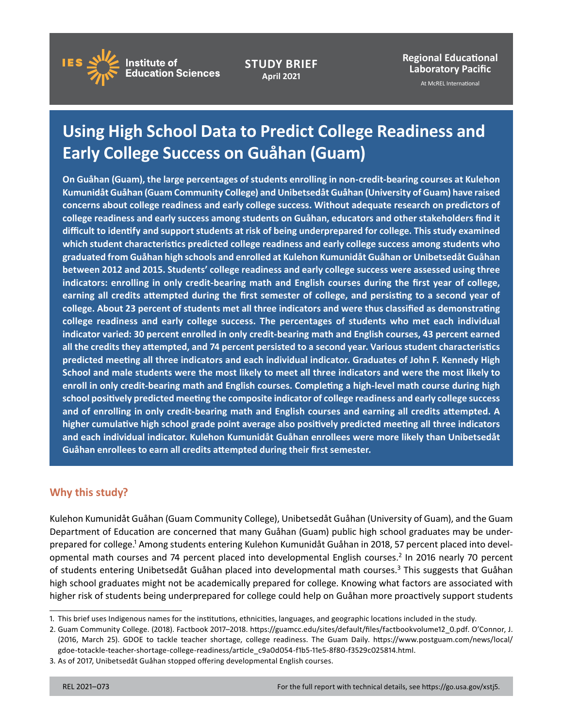IES Institute of Education Sciences

**STUDY BRIEF**
April 2021

**Regional Educational Laboratory Pacific**
At McREL International

# Using High School Data to Predict College Readiness and Early College Success on Guåhan (Guam)

**On Guåhan (Guam), the large percentages of students enrolling in non-credit-bearing courses at Kulehon Kumunidåt Guåhan (Guam Community College) and Unibetsedåt Guåhan (University of Guam) have raised concerns about college readiness and early college success. Without adequate research on predictors of college readiness and early success among students on Guåhan, educators and other stakeholders find it difficult to identify and support students at risk of being underprepared for college. This study examined which student characteristics predicted college readiness and early college success among students who graduated from Guåhan high schools and enrolled at Kulehon Kumunidåt Guåhan or Unibetsedåt Guåhan between 2012 and 2015. Students' college readiness and early college success were assessed using three indicators: enrolling in only credit-bearing math and English courses during the first year of college, earning all credits attempted during the first semester of college, and persisting to a second year of college. About 23 percent of students met all three indicators and were thus classified as demonstrating college readiness and early college success. The percentages of students who met each individual indicator varied: 30 percent enrolled in only credit-bearing math and English courses, 43 percent earned all the credits they attempted, and 74 percent persisted to a second year. Various student characteristics predicted meeting all three indicators and each individual indicator. Graduates of John F. Kennedy High School and male students were the most likely to meet all three indicators and were the most likely to enroll in only credit-bearing math and English courses. Completing a high-level math course during high school positively predicted meeting the composite indicator of college readiness and early college success and of enrolling in only credit-bearing math and English courses and earning all credits attempted. A higher cumulative high school grade point average also positively predicted meeting all three indicators and each individual indicator. Kulehon Kumunidåt Guåhan enrollees were more likely than Unibetsedåt Guåhan enrollees to earn all credits attempted during their first semester.**

## Why this study?

Kulehon Kumunidåt Guåhan (Guam Community College), Unibetsedåt Guåhan (University of Guam), and the Guam Department of Education are concerned that many Guåhan (Guam) public high school graduates may be underprepared for college.[1] Among students entering Kulehon Kumunidåt Guåhan in 2018, 57 percent placed into developmental math courses and 74 percent placed into developmental English courses.[2] In 2016 nearly 70 percent of students entering Unibetsedåt Guåhan placed into developmental math courses.[3] This suggests that Guåhan high school graduates might not be academically prepared for college. Knowing what factors are associated with higher risk of students being underprepared for college could help on Guåhan more proactively support students

---

1. This brief uses Indigenous names for the institutions, ethnicities, languages, and geographic locations included in the study.
2. Guam Community College. (2018). Factbook 2017–2018. https://guamcc.edu/sites/default/files/factbookvolume12_0.pdf. O'Connor, J. (2016, March 25). GDOE to tackle teacher shortage, college readiness. The Guam Daily. https://www.postguam.com/news/local/gdoe-totackle-teacher-shortage-college-readiness/article_c9a0d054-f1b5-11e5-8f80-f3529c025814.html.
3. As of 2017, Unibetsedåt Guåhan stopped offering developmental English courses.

REL 2021–073

For the full report with technical details, see https://go.usa.gov/xstj5.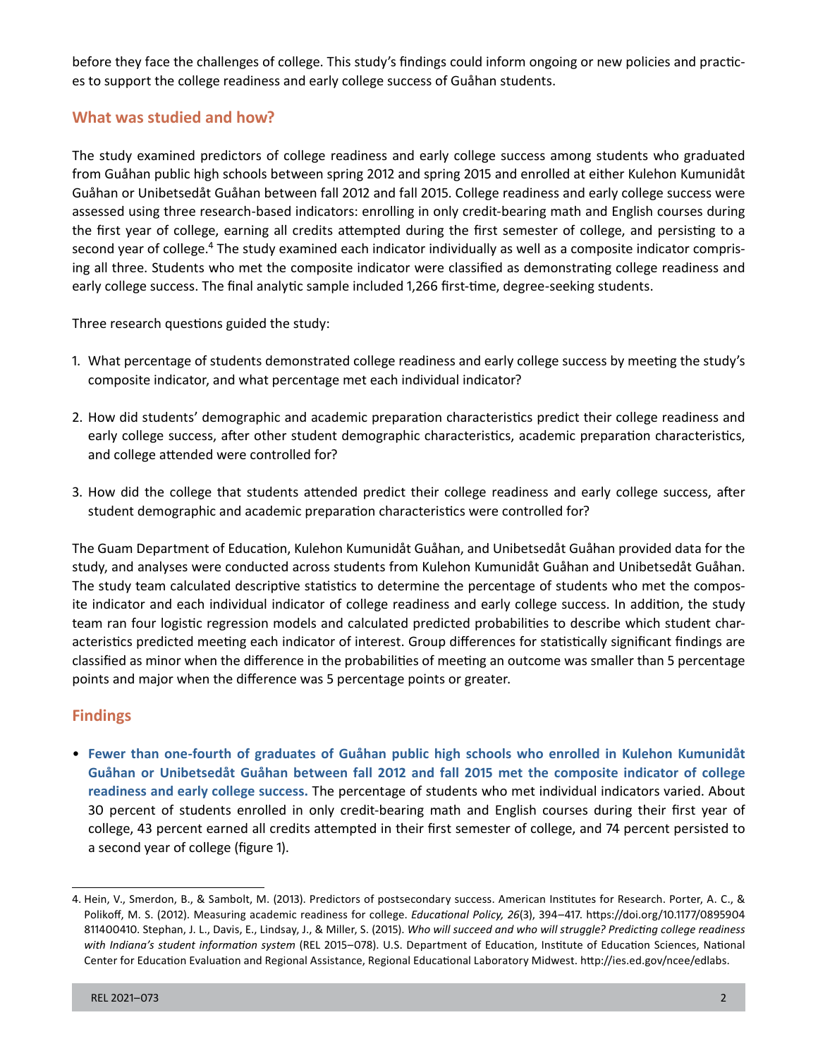before they face the challenges of college. This study's findings could inform ongoing or new policies and practices to support the college readiness and early college success of Guåhan students.

## What was studied and how?

The study examined predictors of college readiness and early college success among students who graduated from Guåhan public high schools between spring 2012 and spring 2015 and enrolled at either Kulehon Kumunidåt Guåhan or Unibetsedåt Guåhan between fall 2012 and fall 2015. College readiness and early college success were assessed using three research-based indicators: enrolling in only credit-bearing math and English courses during the first year of college, earning all credits attempted during the first semester of college, and persisting to a second year of college.[4] The study examined each indicator individually as well as a composite indicator comprising all three. Students who met the composite indicator were classified as demonstrating college readiness and early college success. The final analytic sample included 1,266 first-time, degree-seeking students.

Three research questions guided the study:

1. What percentage of students demonstrated college readiness and early college success by meeting the study's composite indicator, and what percentage met each individual indicator?
2. How did students' demographic and academic preparation characteristics predict their college readiness and early college success, after other student demographic characteristics, academic preparation characteristics, and college attended were controlled for?
3. How did the college that students attended predict their college readiness and early college success, after student demographic and academic preparation characteristics were controlled for?

The Guam Department of Education, Kulehon Kumunidåt Guåhan, and Unibetsedåt Guåhan provided data for the study, and analyses were conducted across students from Kulehon Kumunidåt Guåhan and Unibetsedåt Guåhan. The study team calculated descriptive statistics to determine the percentage of students who met the composite indicator and each individual indicator of college readiness and early college success. In addition, the study team ran four logistic regression models and calculated predicted probabilities to describe which student characteristics predicted meeting each indicator of interest. Group differences for statistically significant findings are classified as minor when the difference in the probabilities of meeting an outcome was smaller than 5 percentage points and major when the difference was 5 percentage points or greater.

## Findings

- **Fewer than one-fourth of graduates of Guåhan public high schools who enrolled in Kulehon Kumunidåt Guåhan or Unibetsedåt Guåhan between fall 2012 and fall 2015 met the composite indicator of college readiness and early college success.** The percentage of students who met individual indicators varied. About 30 percent of students enrolled in only credit-bearing math and English courses during their first year of college, 43 percent earned all credits attempted in their first semester of college, and 74 percent persisted to a second year of college (figure 1).

---

4. Hein, V., Smerdon, B., & Sambolt, M. (2013). Predictors of postsecondary success. American Institutes for Research. Porter, A. C., & Polikoff, M. S. (2012). Measuring academic readiness for college. *Educational Policy, 26*(3), 394–417. https://doi.org/10.1177/0895904811400410. Stephan, J. L., Davis, E., Lindsay, J., & Miller, S. (2015). *Who will succeed and who will struggle? Predicting college readiness with Indiana's student information system* (REL 2015–078). U.S. Department of Education, Institute of Education Sciences, National Center for Education Evaluation and Regional Assistance, Regional Educational Laboratory Midwest. http://ies.ed.gov/ncee/edlabs.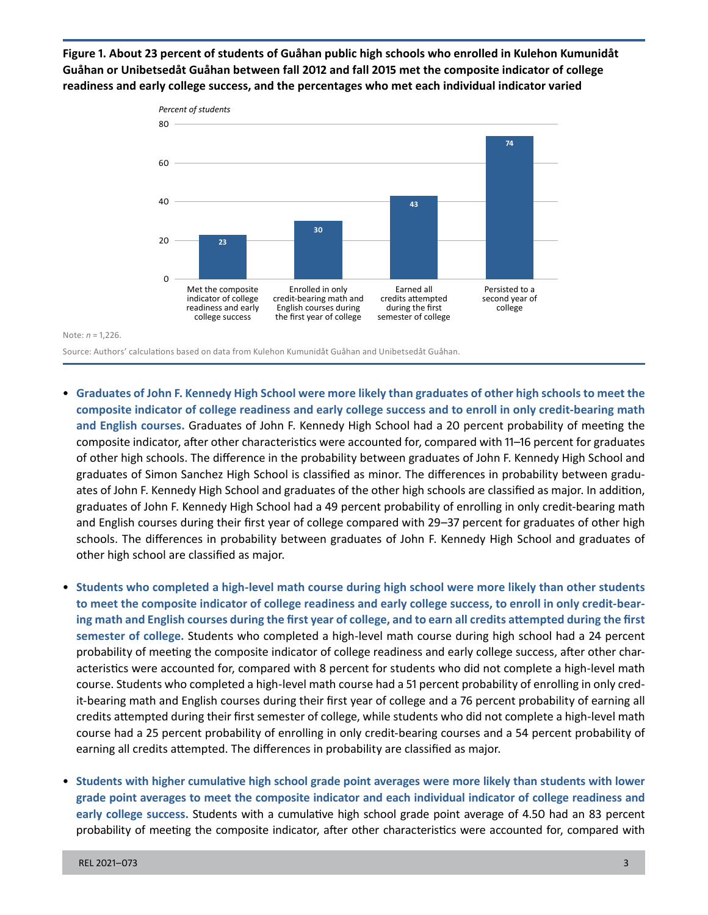**Figure 1. About 23 percent of students of Guåhan public high schools who enrolled in Kulehon Kumunidåt Guåhan or Unibetsedåt Guåhan between fall 2012 and fall 2015 met the composite indicator of college readiness and early college success, and the percentages who met each individual indicator varied**

| Indicator | Percent of students |
| --- | --- |
| Met the composite indicator of college readiness and early college success | 23 |
| Enrolled in only credit-bearing math and English courses during the first year of college | 30 |
| Earned all credits attempted during the first semester of college | 43 |
| Persisted to a second year of college | 74 |

Note: *n* = 1,226.

Source: Authors' calculations based on data from Kulehon Kumunidåt Guåhan and Unibetsedåt Guåhan.

- **Graduates of John F. Kennedy High School were more likely than graduates of other high schools to meet the composite indicator of college readiness and early college success and to enroll in only credit-bearing math and English courses.** Graduates of John F. Kennedy High School had a 20 percent probability of meeting the composite indicator, after other characteristics were accounted for, compared with 11–16 percent for graduates of other high schools. The difference in the probability between graduates of John F. Kennedy High School and graduates of Simon Sanchez High School is classified as minor. The differences in probability between graduates of John F. Kennedy High School and graduates of the other high schools are classified as major. In addition, graduates of John F. Kennedy High School had a 49 percent probability of enrolling in only credit-bearing math and English courses during their first year of college compared with 29–37 percent for graduates of other high schools. The differences in probability between graduates of John F. Kennedy High School and graduates of other high school are classified as major.

- **Students who completed a high-level math course during high school were more likely than other students to meet the composite indicator of college readiness and early college success, to enroll in only credit-bearing math and English courses during the first year of college, and to earn all credits attempted during the first semester of college.** Students who completed a high-level math course during high school had a 24 percent probability of meeting the composite indicator of college readiness and early college success, after characteristics were accounted for, compared with 8 percent for students who did not complete a high-level math course. Students who completed a high-level math course had a 51 percent probability of enrolling in only credit-bearing math and English courses during their first year of college and a 76 percent probability of earning all credits attempted during their first semester of college, while students who did not complete a high-level math course had a 25 percent probability of enrolling in only credit-bearing courses and a 54 percent probability of earning all credits attempted. The differences in probability are classified as major.

- **Students with higher cumulative high school grade point averages were more likely than students with lower grade point averages to meet the composite indicator and each individual indicator of college readiness and early college success.** Students with a cumulative high school grade point average of 4.50 had an 83 percent probability of meeting the composite indicator, after other characteristics were accounted for, compared with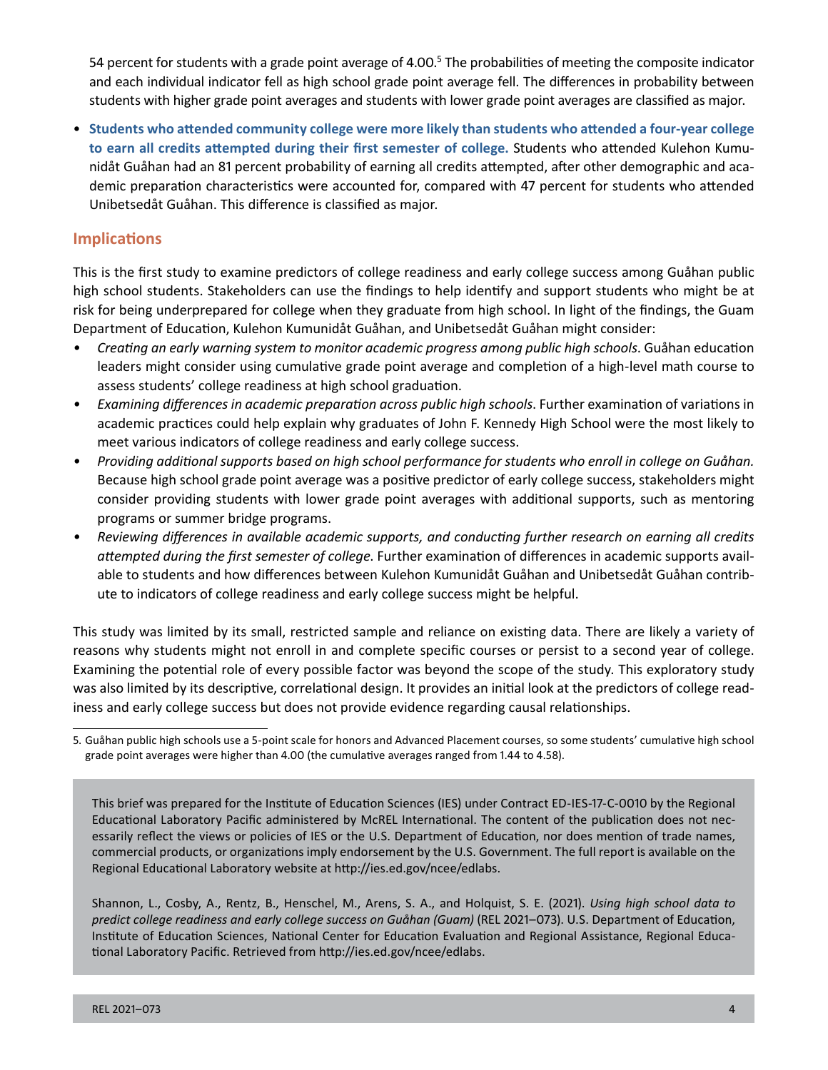54 percent for students with a grade point average of 4.00.[5] The probabilities of meeting the composite indicator and each individual indicator fell as high school grade point average fell. The differences in probability between students with higher grade point averages and students with lower grade point averages are classified as major.

- **Students who attended community college were more likely than students who attended a four-year college to earn all credits attempted during their first semester of college.** Students who attended Kulehon Kumunidåt Guåhan had an 81 percent probability of earning all credits attempted, after other demographic and academic preparation characteristics were accounted for, compared with 47 percent for students who attended Unibetsedåt Guåhan. This difference is classified as major.

## Implications

This is the first study to examine predictors of college readiness and early college success among Guåhan public high school students. Stakeholders can use the findings to help identify and support students who might be at risk for being underprepared for college when they graduate from high school. In light of the findings, the Guam Department of Education, Kulehon Kumunidåt Guåhan, and Unibetsedåt Guåhan might consider:

- *Creating an early warning system to monitor academic progress among public high schools*. Guåhan education leaders might consider using cumulative grade point average and completion of a high-level math course to assess students' college readiness at high school graduation.
- *Examining differences in academic preparation across public high schools*. Further examination of variations in academic practices could help explain why graduates of John F. Kennedy High School were the most likely to meet various indicators of college readiness and early college success.
- *Providing additional supports based on high school performance for students who enroll in college on Guåhan.* Because high school grade point average was a positive predictor of early college success, stakeholders might consider providing students with lower grade point averages with additional supports, such as mentoring programs or summer bridge programs.
- *Reviewing differences in available academic supports, and conducting further research on earning all credits attempted during the first semester of college*. Further examination of differences in academic supports available to students and how differences between Kulehon Kumunidåt Guåhan and Unibetsedåt Guåhan contribute to indicators of college readiness and early college success might be helpful.

This study was limited by its small, restricted sample and reliance on existing data. There are likely a variety of reasons why students might not enroll in and complete specific courses or persist to a second year of college. Examining the potential role of every possible factor was beyond the scope of the study. This exploratory study was also limited by its descriptive, correlational design. It provides an initial look at the predictors of college readiness and early college success but does not provide evidence regarding causal relationships.

---

5. Guåhan public high schools use a 5-point scale for honors and Advanced Placement courses, so some students' cumulative high school grade point averages were higher than 4.00 (the cumulative averages ranged from 1.44 to 4.58).

This brief was prepared for the Institute of Education Sciences (IES) under Contract ED-IES-17-C-0010 by the Regional Educational Laboratory Pacific administered by McREL International. The content of the publication does not necessarily reflect the views or policies of IES or the U.S. Department of Education, nor does mention of trade names, commercial products, or organizations imply endorsement by the U.S. Government. The full report is available on the Regional Educational Laboratory website at http://ies.ed.gov/ncee/edlabs.

Shannon, L., Cosby, A., Rentz, B., Henschel, M., Arens, S. A., and Holquist, S. E. (2021). *Using high school data to predict college readiness and early college success on Guåhan (Guam)* (REL 2021–073). U.S. Department of Education, Institute of Education Sciences, National Center for Education Evaluation and Regional Assistance, Regional Educational Laboratory Pacific. Retrieved from http://ies.ed.gov/ncee/edlabs.